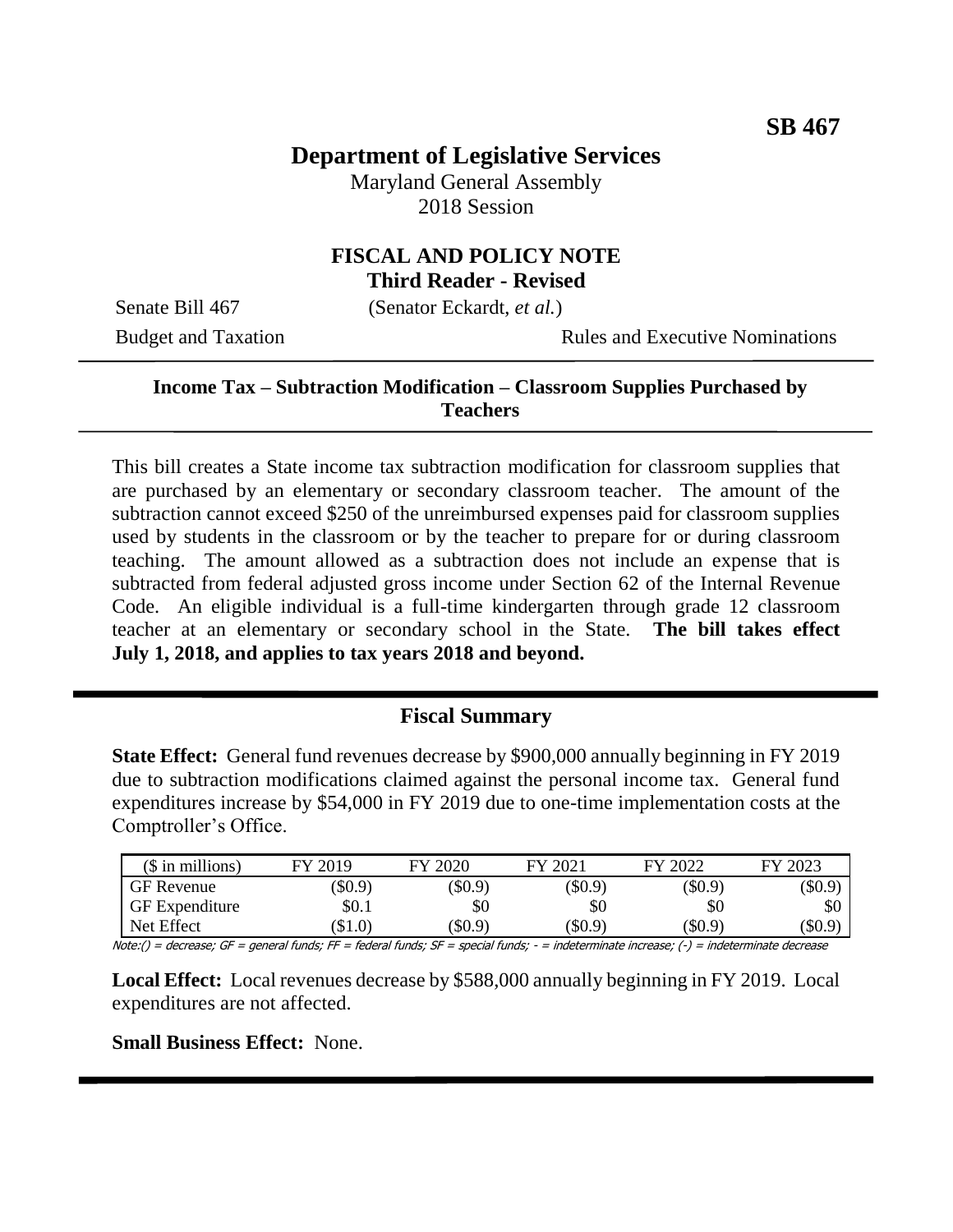**SB 467**

# Department of Legislative Services

Maryland General Assembly
2018 Session

## FISCAL AND POLICY NOTE
**Third Reader - Revised**

Senate Bill 467 (Senator Eckardt, *et al.*)

Budget and Taxation | Rules and Executive Nominations

---

**Income Tax – Subtraction Modification – Classroom Supplies Purchased by Teachers**

---

This bill creates a State income tax subtraction modification for classroom supplies that are purchased by an elementary or secondary classroom teacher. The amount of the subtraction cannot exceed $250 of the unreimbursed expenses paid for classroom supplies used by students in the classroom or by the teacher to prepare for or during classroom teaching. The amount allowed as a subtraction does not include an expense that is subtracted from federal adjusted gross income under Section 62 of the Internal Revenue Code. An eligible individual is a full-time kindergarten through grade 12 classroom teacher at an elementary or secondary school in the State. **The bill takes effect July 1, 2018, and applies to tax years 2018 and beyond.**

---

## Fiscal Summary

**State Effect:** General fund revenues decrease by $900,000 annually beginning in FY 2019 due to subtraction modifications claimed against the personal income tax. General fund expenditures increase by $54,000 in FY 2019 due to one-time implementation costs at the Comptroller's Office.

| ($ in millions) | FY 2019 | FY 2020 | FY 2021 | FY 2022 | FY 2023 |
|---|---|---|---|---|---|
| GF Revenue | ($0.9) | ($0.9) | ($0.9) | ($0.9) | ($0.9) |
| GF Expenditure | $0.1 | $0 | $0 | $0 | $0 |
| Net Effect | ($1.0) | ($0.9) | ($0.9) | ($0.9) | ($0.9) |

Note:() = decrease; GF = general funds; FF = federal funds; SF = special funds; - = indeterminate increase; (-) = indeterminate decrease

**Local Effect:** Local revenues decrease by $588,000 annually beginning in FY 2019. Local expenditures are not affected.

**Small Business Effect:** None.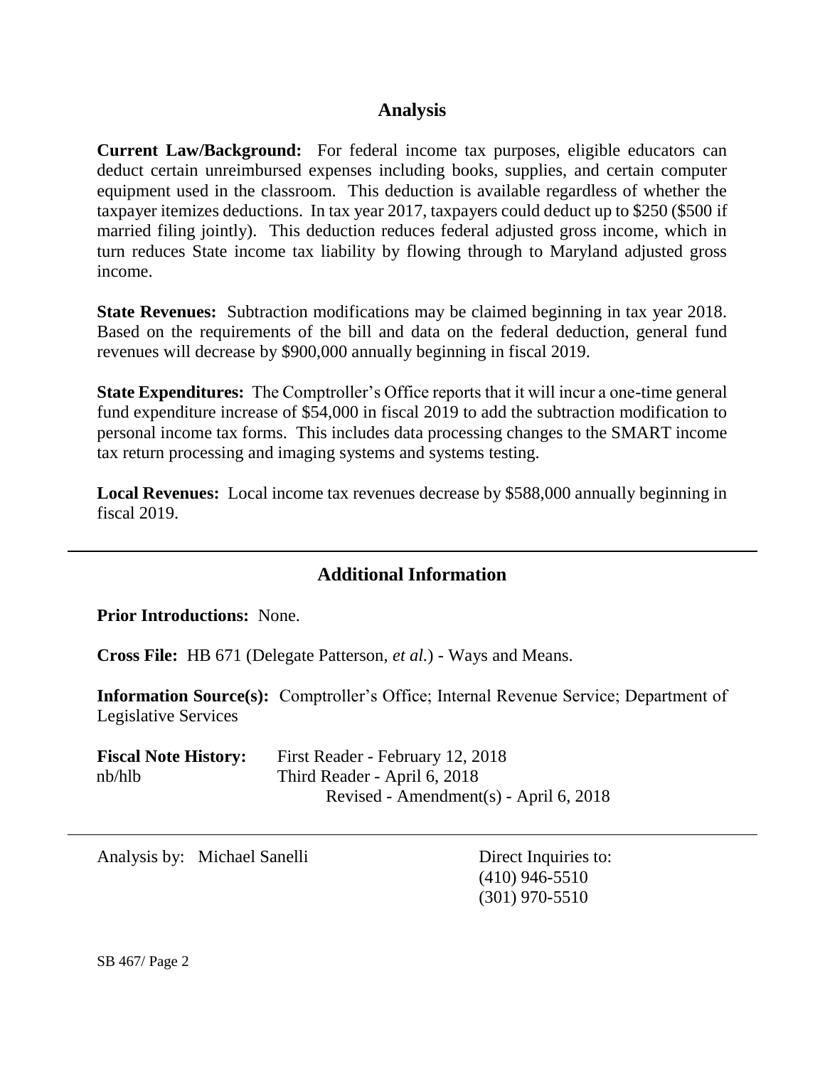## Analysis

**Current Law/Background:** For federal income tax purposes, eligible educators can deduct certain unreimbursed expenses including books, supplies, and certain computer equipment used in the classroom. This deduction is available regardless of whether the taxpayer itemizes deductions. In tax year 2017, taxpayers could deduct up to $250 ($500 if married filing jointly). This deduction reduces federal adjusted gross income, which in turn reduces State income tax liability by flowing through to Maryland adjusted gross income.

**State Revenues:** Subtraction modifications may be claimed beginning in tax year 2018. Based on the requirements of the bill and data on the federal deduction, general fund revenues will decrease by $900,000 annually beginning in fiscal 2019.

**State Expenditures:** The Comptroller's Office reports that it will incur a one-time general fund expenditure increase of $54,000 in fiscal 2019 to add the subtraction modification to personal income tax forms. This includes data processing changes to the SMART income tax return processing and imaging systems and systems testing.

**Local Revenues:** Local income tax revenues decrease by $588,000 annually beginning in fiscal 2019.

## Additional Information

**Prior Introductions:** None.

**Cross File:** HB 671 (Delegate Patterson, *et al.*) - Ways and Means.

**Information Source(s):** Comptroller's Office; Internal Revenue Service; Department of Legislative Services

**Fiscal Note History:** First Reader - February 12, 2018
nb/hlb Third Reader - April 6, 2018
Revised - Amendment(s) - April 6, 2018

Analysis by: Michael Sanelli

Direct Inquiries to:
(410) 946-5510
(301) 970-5510